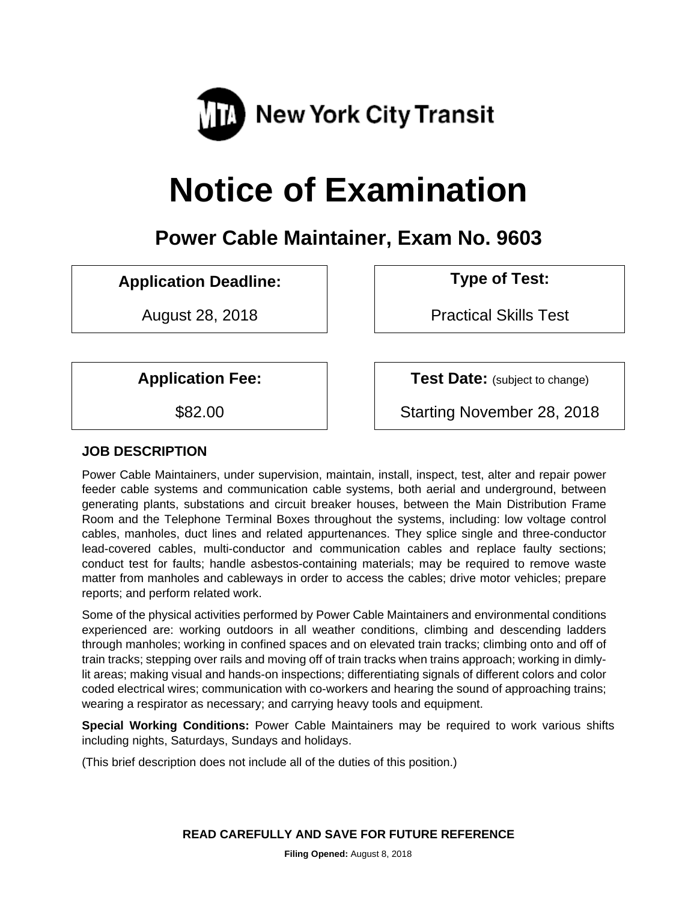MTA New York City Transit

# Notice of Examination

## Power Cable Maintainer, Exam No. 9603

| Application Deadline: | Type of Test: |
| --- | --- |
| August 28, 2018 | Practical Skills Test |

| Application Fee: | Test Date: (subject to change) |
| --- | --- |
| $82.00 | Starting November 28, 2018 |

### JOB DESCRIPTION

Power Cable Maintainers, under supervision, maintain, install, inspect, test, alter and repair power feeder cable systems and communication cable systems, both aerial and underground, between generating plants, substations and circuit breaker houses, between the Main Distribution Frame Room and the Telephone Terminal Boxes throughout the systems, including: low voltage control cables, manholes, duct lines and related appurtenances. They splice single and three-conductor lead-covered cables, multi-conductor and communication cables and replace faulty sections; conduct test for faults; handle asbestos-containing materials; may be required to remove waste matter from manholes and cableways in order to access the cables; drive motor vehicles; prepare reports; and perform related work.

Some of the physical activities performed by Power Cable Maintainers and environmental conditions experienced are: working outdoors in all weather conditions, climbing and descending ladders through manholes; working in confined spaces and on elevated train tracks; climbing onto and off of train tracks; stepping over rails and moving off of train tracks when trains approach; working in dimly-lit areas; making visual and hands-on inspections; differentiating signals of different colors and color coded electrical wires; communication with co-workers and hearing the sound of approaching trains; wearing a respirator as necessary; and carrying heavy tools and equipment.

**Special Working Conditions:** Power Cable Maintainers may be required to work various shifts including nights, Saturdays, Sundays and holidays.

(This brief description does not include all of the duties of this position.)

**READ CAREFULLY AND SAVE FOR FUTURE REFERENCE**

**Filing Opened:** August 8, 2018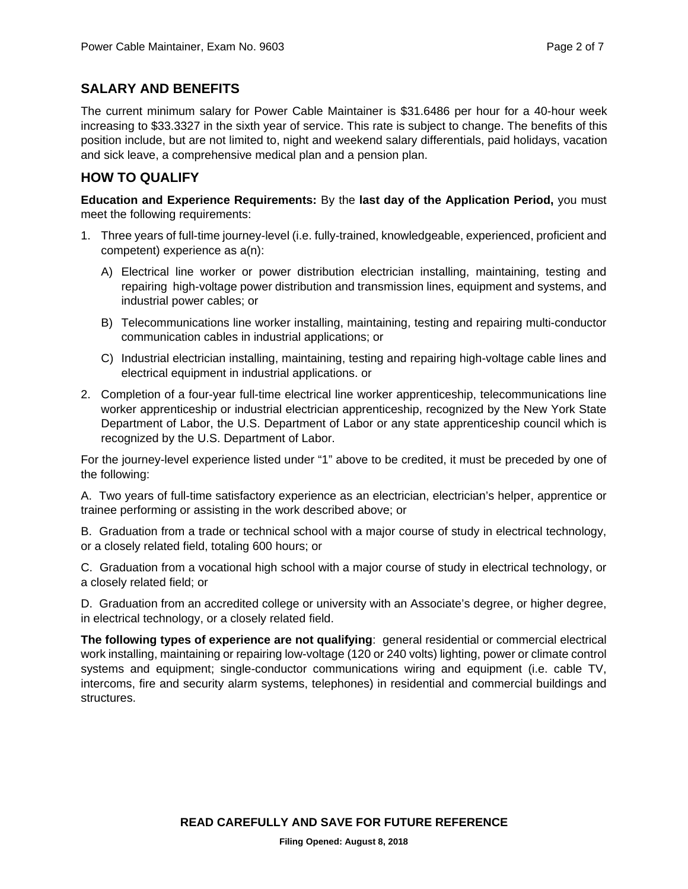## SALARY AND BENEFITS

The current minimum salary for Power Cable Maintainer is $31.6486 per hour for a 40-hour week increasing to $33.3327 in the sixth year of service. This rate is subject to change. The benefits of this position include, but are not limited to, night and weekend salary differentials, paid holidays, vacation and sick leave, a comprehensive medical plan and a pension plan.

## HOW TO QUALIFY

**Education and Experience Requirements:** By the **last day of the Application Period,** you must meet the following requirements:

1. Three years of full-time journey-level (i.e. fully-trained, knowledgeable, experienced, proficient and competent) experience as a(n):

   A) Electrical line worker or power distribution electrician installing, maintaining, testing and repairing high-voltage power distribution and transmission lines, equipment and systems, and industrial power cables; or

   B) Telecommunications line worker installing, maintaining, testing and repairing multi-conductor communication cables in industrial applications; or

   C) Industrial electrician installing, maintaining, testing and repairing high-voltage cable lines and electrical equipment in industrial applications. or

2. Completion of a four-year full-time electrical line worker apprenticeship, telecommunications line worker apprenticeship or industrial electrician apprenticeship, recognized by the New York State Department of Labor, the U.S. Department of Labor or any state apprenticeship council which is recognized by the U.S. Department of Labor.

For the journey-level experience listed under "1" above to be credited, it must be preceded by one of the following:

A. Two years of full-time satisfactory experience as an electrician, electrician's helper, apprentice or trainee performing or assisting in the work described above; or

B. Graduation from a trade or technical school with a major course of study in electrical technology, or a closely related field, totaling 600 hours; or

C. Graduation from a vocational high school with a major course of study in electrical technology, or a closely related field; or

D. Graduation from an accredited college or university with an Associate's degree, or higher degree, in electrical technology, or a closely related field.

**The following types of experience are not qualifying**: general residential or commercial electrical work installing, maintaining or repairing low-voltage (120 or 240 volts) lighting, power or climate control systems and equipment; single-conductor communications wiring and equipment (i.e. cable TV, intercoms, fire and security alarm systems, telephones) in residential and commercial buildings and structures.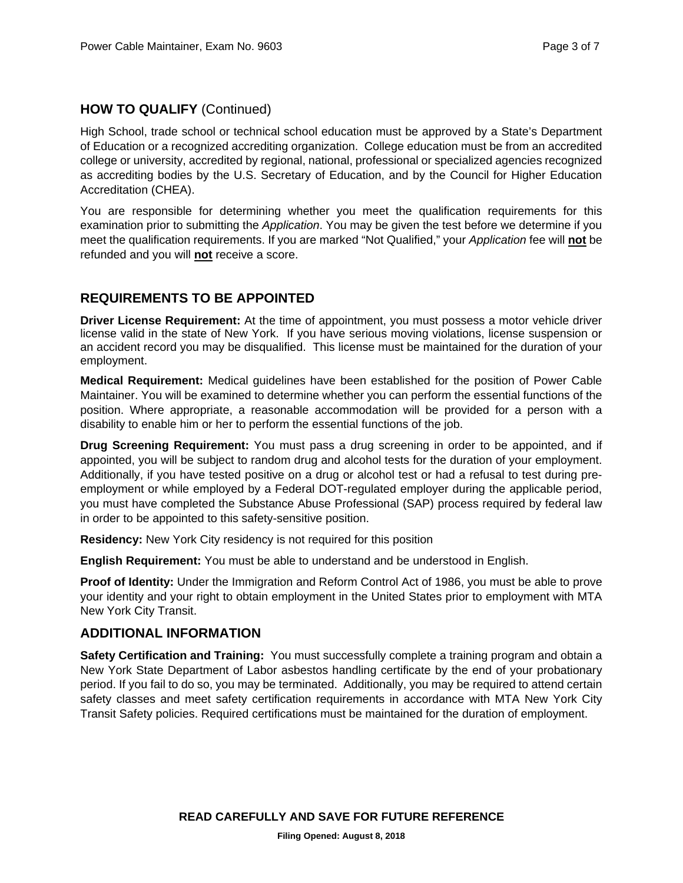## HOW TO QUALIFY (Continued)

High School, trade school or technical school education must be approved by a State's Department of Education or a recognized accrediting organization. College education must be from an accredited college or university, accredited by regional, national, professional or specialized agencies recognized as accrediting bodies by the U.S. Secretary of Education, and by the Council for Higher Education Accreditation (CHEA).

You are responsible for determining whether you meet the qualification requirements for this examination prior to submitting the *Application*. You may be given the test before we determine if you meet the qualification requirements. If you are marked "Not Qualified," your *Application* fee will **not** be refunded and you will **not** receive a score.

## REQUIREMENTS TO BE APPOINTED

**Driver License Requirement:** At the time of appointment, you must possess a motor vehicle driver license valid in the state of New York. If you have serious moving violations, license suspension or an accident record you may be disqualified. This license must be maintained for the duration of your employment.

**Medical Requirement:** Medical guidelines have been established for the position of Power Cable Maintainer. You will be examined to determine whether you can perform the essential functions of the position. Where appropriate, a reasonable accommodation will be provided for a person with a disability to enable him or her to perform the essential functions of the job.

**Drug Screening Requirement:** You must pass a drug screening in order to be appointed, and if appointed, you will be subject to random drug and alcohol tests for the duration of your employment. Additionally, if you have tested positive on a drug or alcohol test or had a refusal to test during pre-employment or while employed by a Federal DOT-regulated employer during the applicable period, you must have completed the Substance Abuse Professional (SAP) process required by federal law in order to be appointed to this safety-sensitive position.

**Residency:** New York City residency is not required for this position

**English Requirement:** You must be able to understand and be understood in English.

**Proof of Identity:** Under the Immigration and Reform Control Act of 1986, you must be able to prove your identity and your right to obtain employment in the United States prior to employment with MTA New York City Transit.

## ADDITIONAL INFORMATION

**Safety Certification and Training:** You must successfully complete a training program and obtain a New York State Department of Labor asbestos handling certificate by the end of your probationary period. If you fail to do so, you may be terminated. Additionally, you may be required to attend certain safety classes and meet safety certification requirements in accordance with MTA New York City Transit Safety policies. Required certifications must be maintained for the duration of employment.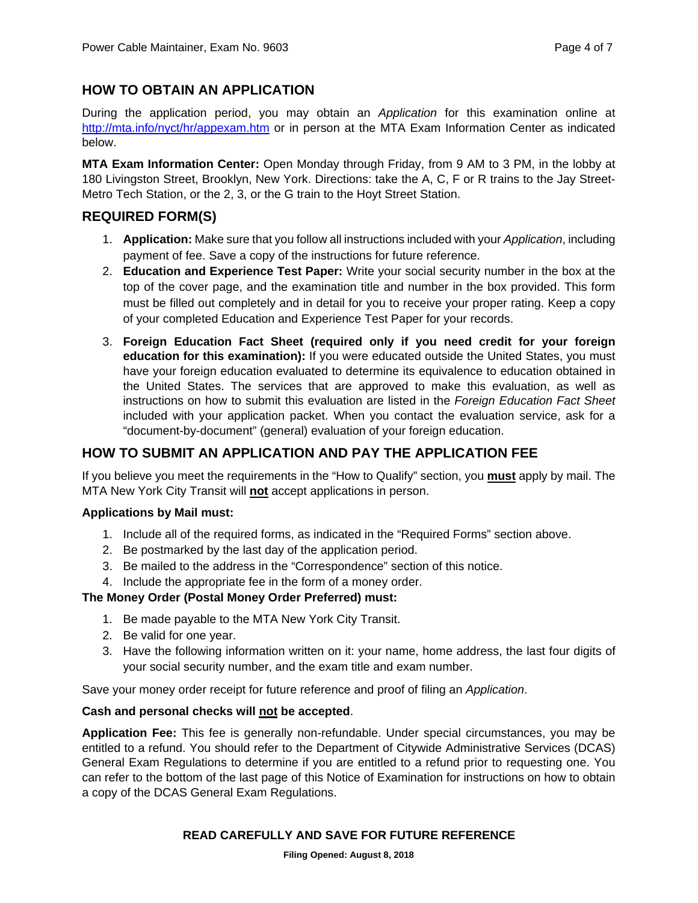## HOW TO OBTAIN AN APPLICATION

During the application period, you may obtain an *Application* for this examination online at http://mta.info/nyct/hr/appexam.htm or in person at the MTA Exam Information Center as indicated below.

**MTA Exam Information Center:** Open Monday through Friday, from 9 AM to 3 PM, in the lobby at 180 Livingston Street, Brooklyn, New York. Directions: take the A, C, F or R trains to the Jay Street-Metro Tech Station, or the 2, 3, or the G train to the Hoyt Street Station.

## REQUIRED FORM(S)

1. **Application:** Make sure that you follow all instructions included with your *Application*, including payment of fee. Save a copy of the instructions for future reference.
2. **Education and Experience Test Paper:** Write your social security number in the box at the top of the cover page, and the examination title and number in the box provided. This form must be filled out completely and in detail for you to receive your proper rating. Keep a copy of your completed Education and Experience Test Paper for your records.
3. **Foreign Education Fact Sheet (required only if you need credit for your foreign education for this examination):** If you were educated outside the United States, you must have your foreign education evaluated to determine its equivalence to education obtained in the United States. The services that are approved to make this evaluation, as well as instructions on how to submit this evaluation are listed in the *Foreign Education Fact Sheet* included with your application packet. When you contact the evaluation service, ask for a "document-by-document" (general) evaluation of your foreign education.

## HOW TO SUBMIT AN APPLICATION AND PAY THE APPLICATION FEE

If you believe you meet the requirements in the "How to Qualify" section, you **must** apply by mail. The MTA New York City Transit will **not** accept applications in person.

**Applications by Mail must:**

1. Include all of the required forms, as indicated in the "Required Forms" section above.
2. Be postmarked by the last day of the application period.
3. Be mailed to the address in the "Correspondence" section of this notice.
4. Include the appropriate fee in the form of a money order.

**The Money Order (Postal Money Order Preferred) must:**

1. Be made payable to the MTA New York City Transit.
2. Be valid for one year.
3. Have the following information written on it: your name, home address, the last four digits of your social security number, and the exam title and exam number.

Save your money order receipt for future reference and proof of filing an *Application*.

**Cash and personal checks will not be accepted**.

**Application Fee:** This fee is generally non-refundable. Under special circumstances, you may be entitled to a refund. You should refer to the Department of Citywide Administrative Services (DCAS) General Exam Regulations to determine if you are entitled to a refund prior to requesting one. You can refer to the bottom of the last page of this Notice of Examination for instructions on how to obtain a copy of the DCAS General Exam Regulations.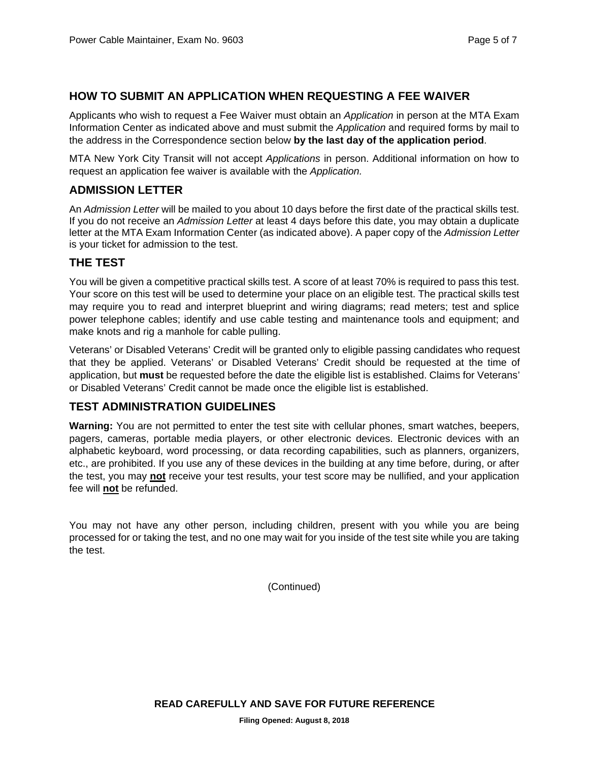## HOW TO SUBMIT AN APPLICATION WHEN REQUESTING A FEE WAIVER

Applicants who wish to request a Fee Waiver must obtain an *Application* in person at the MTA Exam Information Center as indicated above and must submit the *Application* and required forms by mail to the address in the Correspondence section below **by the last day of the application period**.

MTA New York City Transit will not accept *Applications* in person. Additional information on how to request an application fee waiver is available with the *Application.*

## ADMISSION LETTER

An *Admission Letter* will be mailed to you about 10 days before the first date of the practical skills test. If you do not receive an *Admission Letter* at least 4 days before this date, you may obtain a duplicate letter at the MTA Exam Information Center (as indicated above). A paper copy of the *Admission Letter* is your ticket for admission to the test.

## THE TEST

You will be given a competitive practical skills test. A score of at least 70% is required to pass this test. Your score on this test will be used to determine your place on an eligible test. The practical skills test may require you to read and interpret blueprint and wiring diagrams; read meters; test and splice power telephone cables; identify and use cable testing and maintenance tools and equipment; and make knots and rig a manhole for cable pulling.

Veterans' or Disabled Veterans' Credit will be granted only to eligible passing candidates who request that they be applied. Veterans' or Disabled Veterans' Credit should be requested at the time of application, but **must** be requested before the date the eligible list is established. Claims for Veterans' or Disabled Veterans' Credit cannot be made once the eligible list is established.

## TEST ADMINISTRATION GUIDELINES

**Warning:** You are not permitted to enter the test site with cellular phones, smart watches, beepers, pagers, cameras, portable media players, or other electronic devices. Electronic devices with an alphabetic keyboard, word processing, or data recording capabilities, such as planners, organizers, etc., are prohibited. If you use any of these devices in the building at any time before, during, or after the test, you may **not** receive your test results, your test score may be nullified, and your application fee will **not** be refunded.

You may not have any other person, including children, present with you while you are being processed for or taking the test, and no one may wait for you inside of the test site while you are taking the test.

(Continued)

**READ CAREFULLY AND SAVE FOR FUTURE REFERENCE**

**Filing Opened: August 8, 2018**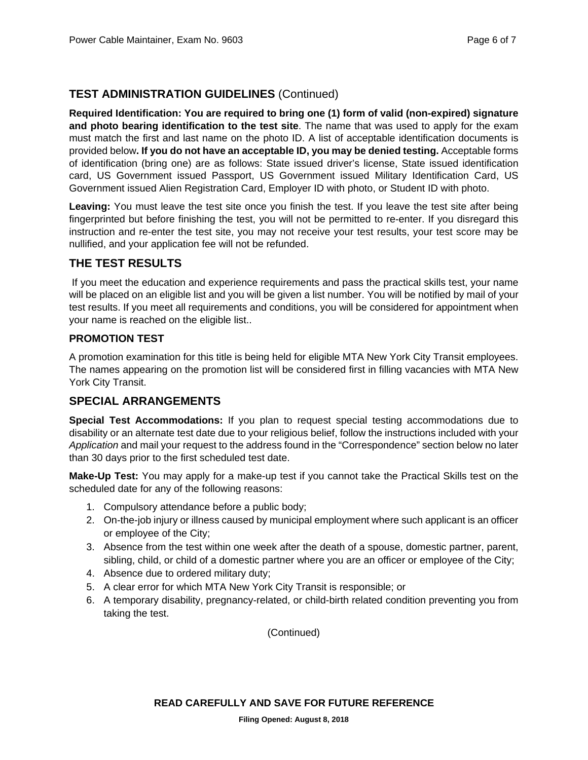## TEST ADMINISTRATION GUIDELINES (Continued)

**Required Identification: You are required to bring one (1) form of valid (non-expired) signature and photo bearing identification to the test site**. The name that was used to apply for the exam must match the first and last name on the photo ID. A list of acceptable identification documents is provided below**. If you do not have an acceptable ID, you may be denied testing.** Acceptable forms of identification (bring one) are as follows: State issued driver's license, State issued identification card, US Government issued Passport, US Government issued Military Identification Card, US Government issued Alien Registration Card, Employer ID with photo, or Student ID with photo.

**Leaving:** You must leave the test site once you finish the test. If you leave the test site after being fingerprinted but before finishing the test, you will not be permitted to re-enter. If you disregard this instruction and re-enter the test site, you may not receive your test results, your test score may be nullified, and your application fee will not be refunded.

## THE TEST RESULTS

If you meet the education and experience requirements and pass the practical skills test, your name will be placed on an eligible list and you will be given a list number. You will be notified by mail of your test results. If you meet all requirements and conditions, you will be considered for appointment when your name is reached on the eligible list..

### PROMOTION TEST

A promotion examination for this title is being held for eligible MTA New York City Transit employees. The names appearing on the promotion list will be considered first in filling vacancies with MTA New York City Transit.

## SPECIAL ARRANGEMENTS

**Special Test Accommodations:** If you plan to request special testing accommodations due to disability or an alternate test date due to your religious belief, follow the instructions included with your *Application* and mail your request to the address found in the "Correspondence" section below no later than 30 days prior to the first scheduled test date.

**Make-Up Test:** You may apply for a make-up test if you cannot take the Practical Skills test on the scheduled date for any of the following reasons:

1. Compulsory attendance before a public body;
2. On-the-job injury or illness caused by municipal employment where such applicant is an officer or employee of the City;
3. Absence from the test within one week after the death of a spouse, domestic partner, parent, sibling, child, or child of a domestic partner where you are an officer or employee of the City;
4. Absence due to ordered military duty;
5. A clear error for which MTA New York City Transit is responsible; or
6. A temporary disability, pregnancy-related, or child-birth related condition preventing you from taking the test.

(Continued)

**READ CAREFULLY AND SAVE FOR FUTURE REFERENCE**

**Filing Opened: August 8, 2018**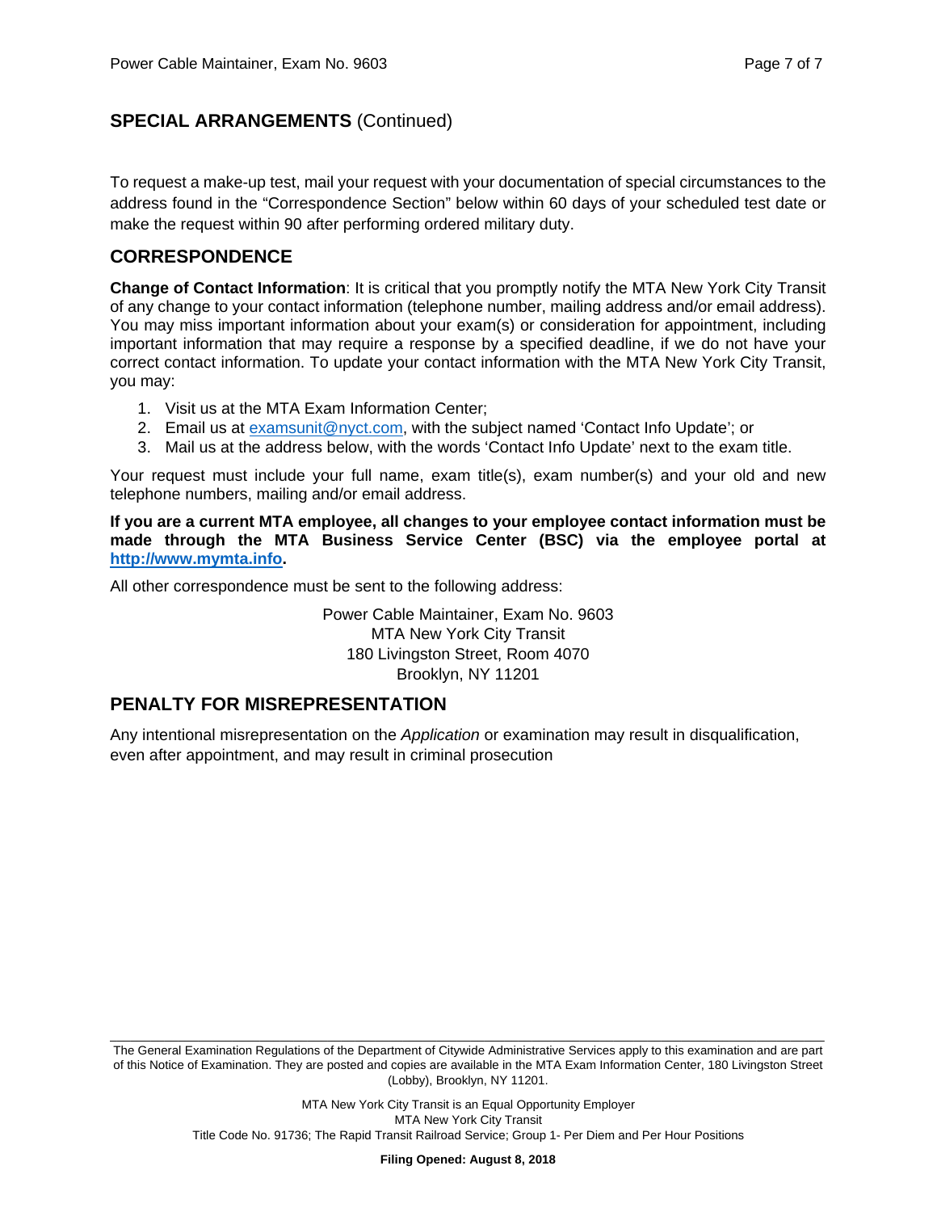## SPECIAL ARRANGEMENTS (Continued)

To request a make-up test, mail your request with your documentation of special circumstances to the address found in the "Correspondence Section" below within 60 days of your scheduled test date or make the request within 90 after performing ordered military duty.

## CORRESPONDENCE

**Change of Contact Information**: It is critical that you promptly notify the MTA New York City Transit of any change to your contact information (telephone number, mailing address and/or email address). You may miss important information about your exam(s) or consideration for appointment, including important information that may require a response by a specified deadline, if we do not have your correct contact information. To update your contact information with the MTA New York City Transit, you may:

1. Visit us at the MTA Exam Information Center;
2. Email us at examsunit@nyct.com, with the subject named 'Contact Info Update'; or
3. Mail us at the address below, with the words 'Contact Info Update' next to the exam title.

Your request must include your full name, exam title(s), exam number(s) and your old and new telephone numbers, mailing and/or email address.

**If you are a current MTA employee, all changes to your employee contact information must be made through the MTA Business Service Center (BSC) via the employee portal at http://www.mymta.info.**

All other correspondence must be sent to the following address:

Power Cable Maintainer, Exam No. 9603
MTA New York City Transit
180 Livingston Street, Room 4070
Brooklyn, NY 11201

## PENALTY FOR MISREPRESENTATION

Any intentional misrepresentation on the *Application* or examination may result in disqualification, even after appointment, and may result in criminal prosecution

The General Examination Regulations of the Department of Citywide Administrative Services apply to this examination and are part of this Notice of Examination. They are posted and copies are available in the MTA Exam Information Center, 180 Livingston Street (Lobby), Brooklyn, NY 11201.

MTA New York City Transit is an Equal Opportunity Employer
MTA New York City Transit
Title Code No. 91736; The Rapid Transit Railroad Service; Group 1- Per Diem and Per Hour Positions

**Filing Opened: August 8, 2018**